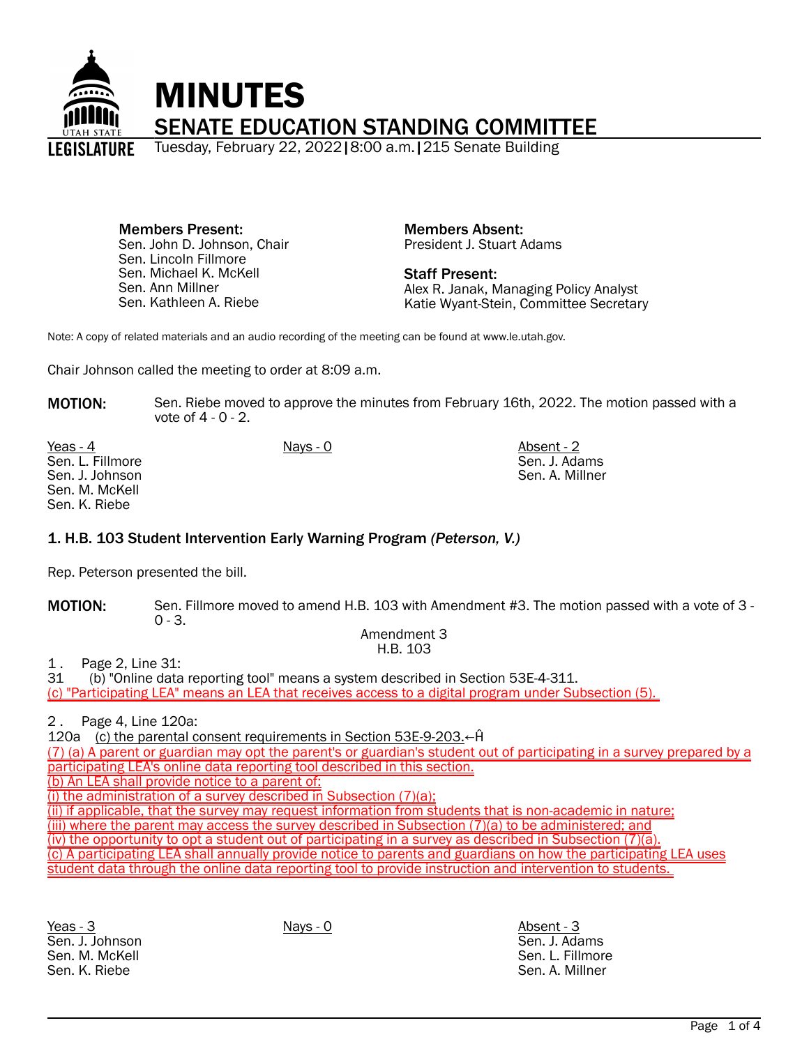# MINUTES

## SENATE EDUCATION STANDING COMMITTEE

Tuesday, February 22, 2022 | 8:00 a.m. | 215 Senate Building

**Members Present:**
Sen. John D. Johnson, Chair
Sen. Lincoln Fillmore
Sen. Michael K. McKell
Sen. Ann Millner
Sen. Kathleen A. Riebe

**Members Absent:**
President J. Stuart Adams

**Staff Present:**
Alex R. Janak, Managing Policy Analyst
Katie Wyant-Stein, Committee Secretary

Note: A copy of related materials and an audio recording of the meeting can be found at www.le.utah.gov.

Chair Johnson called the meeting to order at 8:09 a.m.

**MOTION:** Sen. Riebe moved to approve the minutes from February 16th, 2022. The motion passed with a vote of 4 - 0 - 2.

| Yeas - 4 | Nays - 0 | Absent - 2 |
|---|---|---|
| Sen. L. Fillmore | | Sen. J. Adams |
| Sen. J. Johnson | | Sen. A. Millner |
| Sen. M. McKell | | |
| Sen. K. Riebe | | |

### 1. H.B. 103 Student Intervention Early Warning Program *(Peterson, V.)*

Rep. Peterson presented the bill.

**MOTION:** Sen. Fillmore moved to amend H.B. 103 with Amendment #3. The motion passed with a vote of 3 - 0 - 3.

Amendment 3
H.B. 103

1 . Page 2, Line 31:
31 (b) "Online data reporting tool" means a system described in Section 53E-4-311.
(c) "Participating LEA" means an LEA that receives access to a digital program under Subsection (5).

2 . Page 4, Line 120a:
120a (c) the parental consent requirements in Section 53E-9-203.←Ĥ
(7) (a) A parent or guardian may opt the parent's or guardian's student out of participating in a survey prepared by a participating LEA's online data reporting tool described in this section.
(b) An LEA shall provide notice to a parent of:
(i) the administration of a survey described in Subsection (7)(a);
(ii) if applicable, that the survey may request information from students that is non-academic in nature;
(iii) where the parent may access the survey described in Subsection (7)(a) to be administered; and
(iv) the opportunity to opt a student out of participating in a survey as described in Subsection (7)(a).
(c) A participating LEA shall annually provide notice to parents and guardians on how the participating LEA uses student data through the online data reporting tool to provide instruction and intervention to students.

| Yeas - 3 | Nays - 0 | Absent - 3 |
|---|---|---|
| Sen. J. Johnson | | Sen. J. Adams |
| Sen. M. McKell | | Sen. L. Fillmore |
| Sen. K. Riebe | | Sen. A. Millner |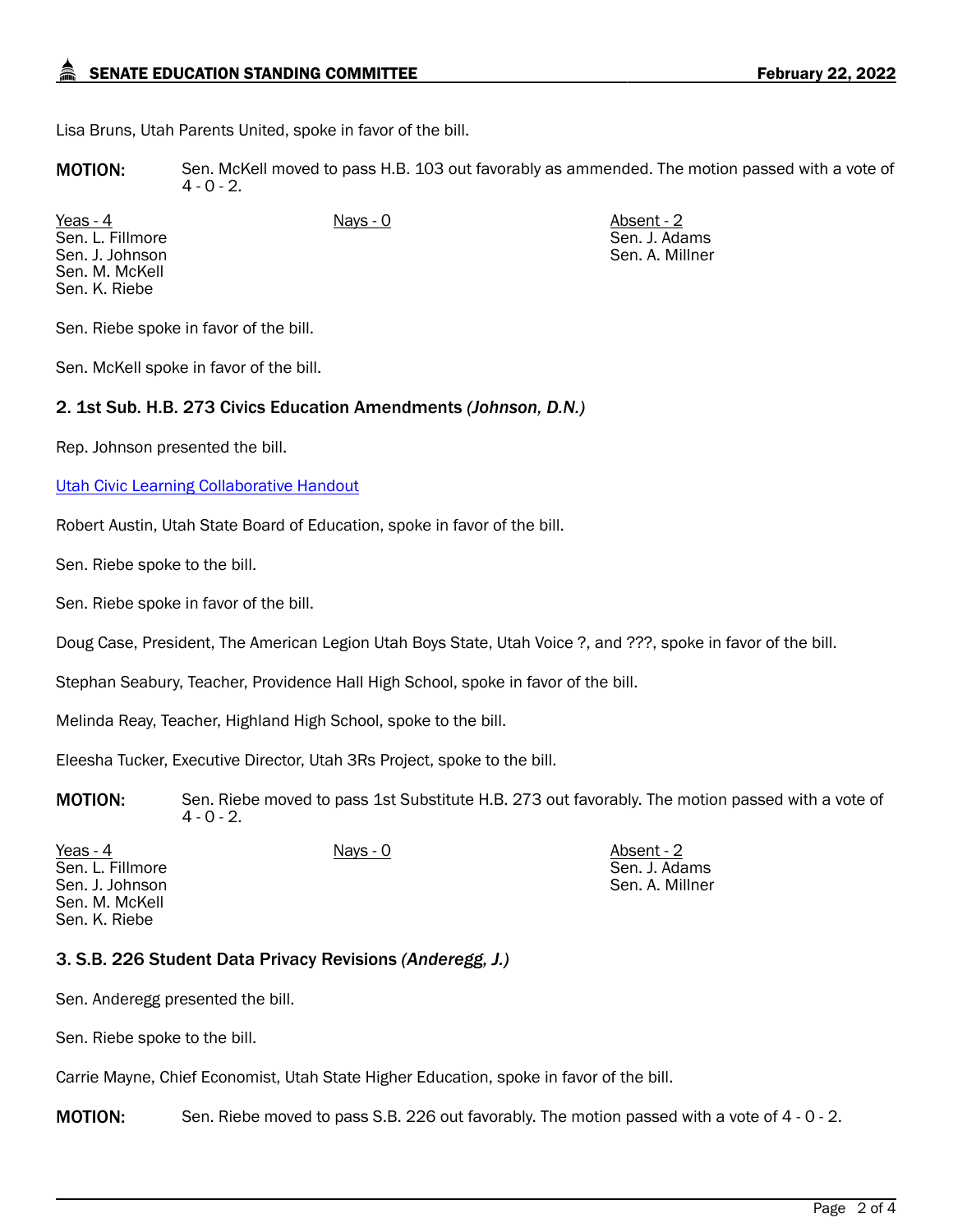Lisa Bruns, Utah Parents United, spoke in favor of the bill.

**MOTION:** Sen. McKell moved to pass H.B. 103 out favorably as ammended. The motion passed with a vote of 4 - 0 - 2.

| Yeas - 4 | Nays - 0 | Absent - 2 |
|---|---|---|
| Sen. L. Fillmore | | Sen. J. Adams |
| Sen. J. Johnson | | Sen. A. Millner |
| Sen. M. McKell | | |
| Sen. K. Riebe | | |

Sen. Riebe spoke in favor of the bill.

Sen. McKell spoke in favor of the bill.

### 2. 1st Sub. H.B. 273 Civics Education Amendments *(Johnson, D.N.)*

Rep. Johnson presented the bill.

Utah Civic Learning Collaborative Handout

Robert Austin, Utah State Board of Education, spoke in favor of the bill.

Sen. Riebe spoke to the bill.

Sen. Riebe spoke in favor of the bill.

Doug Case, President, The American Legion Utah Boys State, Utah Voice ?, and ???, spoke in favor of the bill.

Stephan Seabury, Teacher, Providence Hall High School, spoke in favor of the bill.

Melinda Reay, Teacher, Highland High School, spoke to the bill.

Eleesha Tucker, Executive Director, Utah 3Rs Project, spoke to the bill.

**MOTION:** Sen. Riebe moved to pass 1st Substitute H.B. 273 out favorably. The motion passed with a vote of 4 - 0 - 2.

| Yeas - 4 | Nays - 0 | Absent - 2 |
|---|---|---|
| Sen. L. Fillmore | | Sen. J. Adams |
| Sen. J. Johnson | | Sen. A. Millner |
| Sen. M. McKell | | |
| Sen. K. Riebe | | |

### 3. S.B. 226 Student Data Privacy Revisions *(Anderegg, J.)*

Sen. Anderegg presented the bill.

Sen. Riebe spoke to the bill.

Carrie Mayne, Chief Economist, Utah State Higher Education, spoke in favor of the bill.

**MOTION:** Sen. Riebe moved to pass S.B. 226 out favorably. The motion passed with a vote of 4 - 0 - 2.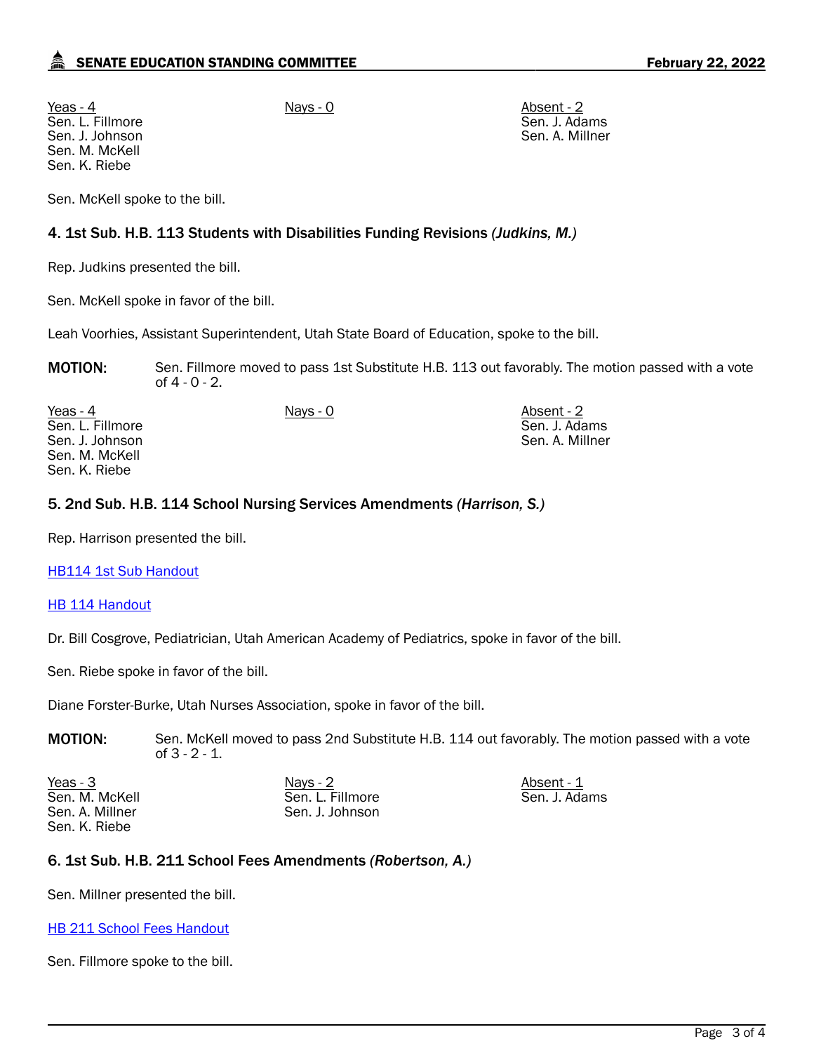| Yeas - 4 | Nays - 0 | Absent - 2 |
|---|---|---|
| Sen. L. Fillmore | | Sen. J. Adams |
| Sen. J. Johnson | | Sen. A. Millner |
| Sen. M. McKell | | |
| Sen. K. Riebe | | |

Sen. McKell spoke to the bill.

### 4. 1st Sub. H.B. 113 Students with Disabilities Funding Revisions *(Judkins, M.)*

Rep. Judkins presented the bill.

Sen. McKell spoke in favor of the bill.

Leah Voorhies, Assistant Superintendent, Utah State Board of Education, spoke to the bill.

**MOTION:** Sen. Fillmore moved to pass 1st Substitute H.B. 113 out favorably. The motion passed with a vote of 4 - 0 - 2.

| Yeas - 4 | Nays - 0 | Absent - 2 |
|---|---|---|
| Sen. L. Fillmore | | Sen. J. Adams |
| Sen. J. Johnson | | Sen. A. Millner |
| Sen. M. McKell | | |
| Sen. K. Riebe | | |

### 5. 2nd Sub. H.B. 114 School Nursing Services Amendments *(Harrison, S.)*

Rep. Harrison presented the bill.

HB114 1st Sub Handout

HB 114 Handout

Dr. Bill Cosgrove, Pediatrician, Utah American Academy of Pediatrics, spoke in favor of the bill.

Sen. Riebe spoke in favor of the bill.

Diane Forster-Burke, Utah Nurses Association, spoke in favor of the bill.

**MOTION:** Sen. McKell moved to pass 2nd Substitute H.B. 114 out favorably. The motion passed with a vote of 3 - 2 - 1.

| Yeas - 3 | Nays - 2 | Absent - 1 |
|---|---|---|
| Sen. M. McKell | Sen. L. Fillmore | Sen. J. Adams |
| Sen. A. Millner | Sen. J. Johnson | |
| Sen. K. Riebe | | |

### 6. 1st Sub. H.B. 211 School Fees Amendments *(Robertson, A.)*

Sen. Millner presented the bill.

HB 211 School Fees Handout

Sen. Fillmore spoke to the bill.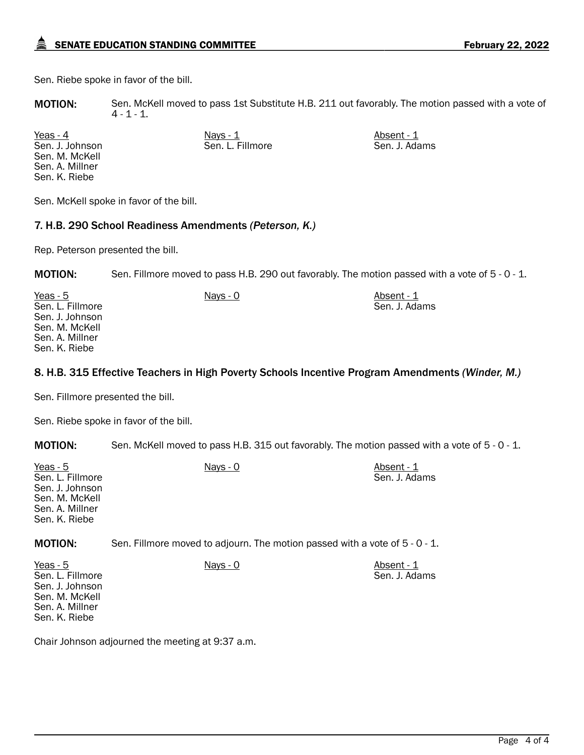Sen. Riebe spoke in favor of the bill.

**MOTION:** Sen. McKell moved to pass 1st Substitute H.B. 211 out favorably. The motion passed with a vote of 4 - 1 - 1.

| Yeas - 4 | Nays - 1 | Absent - 1 |
|---|---|---|
| Sen. J. Johnson | Sen. L. Fillmore | Sen. J. Adams |
| Sen. M. McKell | | |
| Sen. A. Millner | | |
| Sen. K. Riebe | | |

Sen. McKell spoke in favor of the bill.

### 7. H.B. 290 School Readiness Amendments *(Peterson, K.)*

Rep. Peterson presented the bill.

**MOTION:** Sen. Fillmore moved to pass H.B. 290 out favorably. The motion passed with a vote of 5 - 0 - 1.

| Yeas - 5 | Nays - 0 | Absent - 1 |
|---|---|---|
| Sen. L. Fillmore | | Sen. J. Adams |
| Sen. J. Johnson | | |
| Sen. M. McKell | | |
| Sen. A. Millner | | |
| Sen. K. Riebe | | |

### 8. H.B. 315 Effective Teachers in High Poverty Schools Incentive Program Amendments *(Winder, M.)*

Sen. Fillmore presented the bill.

Sen. Riebe spoke in favor of the bill.

**MOTION:** Sen. McKell moved to pass H.B. 315 out favorably. The motion passed with a vote of 5 - 0 - 1.

| Yeas - 5 | Nays - 0 | Absent - 1 |
|---|---|---|
| Sen. L. Fillmore | | Sen. J. Adams |
| Sen. J. Johnson | | |
| Sen. M. McKell | | |
| Sen. A. Millner | | |
| Sen. K. Riebe | | |

**MOTION:** Sen. Fillmore moved to adjourn. The motion passed with a vote of 5 - 0 - 1.

| Yeas - 5 | Nays - 0 | Absent - 1 |
|---|---|---|
| Sen. L. Fillmore | | Sen. J. Adams |
| Sen. J. Johnson | | |
| Sen. M. McKell | | |
| Sen. A. Millner | | |
| Sen. K. Riebe | | |

Chair Johnson adjourned the meeting at 9:37 a.m.